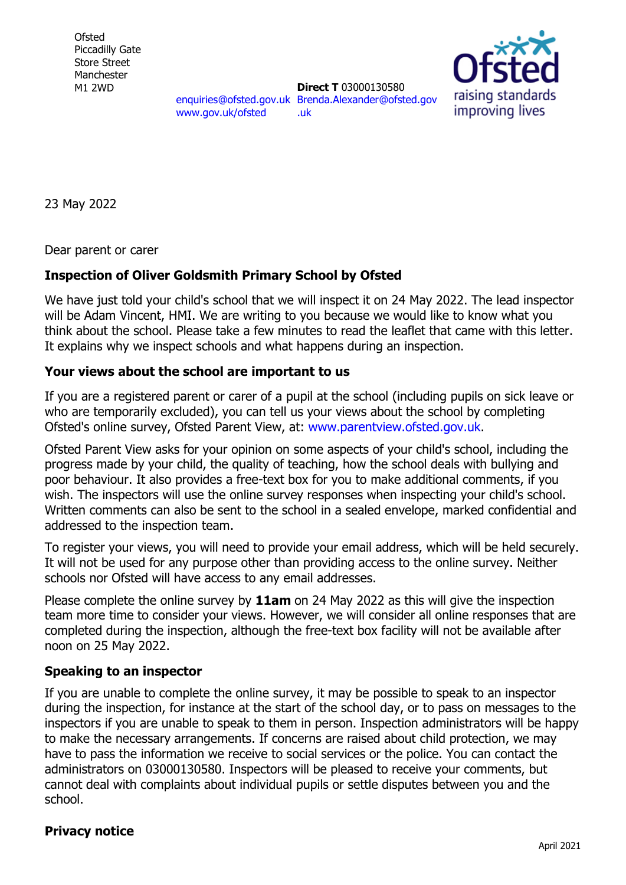Ofsted
Piccadilly Gate
Store Street
Manchester
M1 2WD

enquiries@ofsted.gov.uk
www.gov.uk/ofsted

**Direct T** 03000130580
Brenda.Alexander@ofsted.gov.uk

Ofsted
raising standards
improving lives

23 May 2022

Dear parent or carer

**Inspection of Oliver Goldsmith Primary School by Ofsted**

We have just told your child's school that we will inspect it on 24 May 2022. The lead inspector will be Adam Vincent, HMI. We are writing to you because we would like to know what you think about the school. Please take a few minutes to read the leaflet that came with this letter. It explains why we inspect schools and what happens during an inspection.

**Your views about the school are important to us**

If you are a registered parent or carer of a pupil at the school (including pupils on sick leave or who are temporarily excluded), you can tell us your views about the school by completing Ofsted's online survey, Ofsted Parent View, at: www.parentview.ofsted.gov.uk.

Ofsted Parent View asks for your opinion on some aspects of your child's school, including the progress made by your child, the quality of teaching, how the school deals with bullying and poor behaviour. It also provides a free-text box for you to make additional comments, if you wish. The inspectors will use the online survey responses when inspecting your child's school. Written comments can also be sent to the school in a sealed envelope, marked confidential and addressed to the inspection team.

To register your views, you will need to provide your email address, which will be held securely. It will not be used for any purpose other than providing access to the online survey. Neither schools nor Ofsted will have access to any email addresses.

Please complete the online survey by **11am** on 24 May 2022 as this will give the inspection team more time to consider your views. However, we will consider all online responses that are completed during the inspection, although the free-text box facility will not be available after noon on 25 May 2022.

**Speaking to an inspector**

If you are unable to complete the online survey, it may be possible to speak to an inspector during the inspection, for instance at the start of the school day, or to pass on messages to the inspectors if you are unable to speak to them in person. Inspection administrators will be happy to make the necessary arrangements. If concerns are raised about child protection, we may have to pass the information we receive to social services or the police. You can contact the administrators on 03000130580. Inspectors will be pleased to receive your comments, but cannot deal with complaints about individual pupils or settle disputes between you and the school.

**Privacy notice**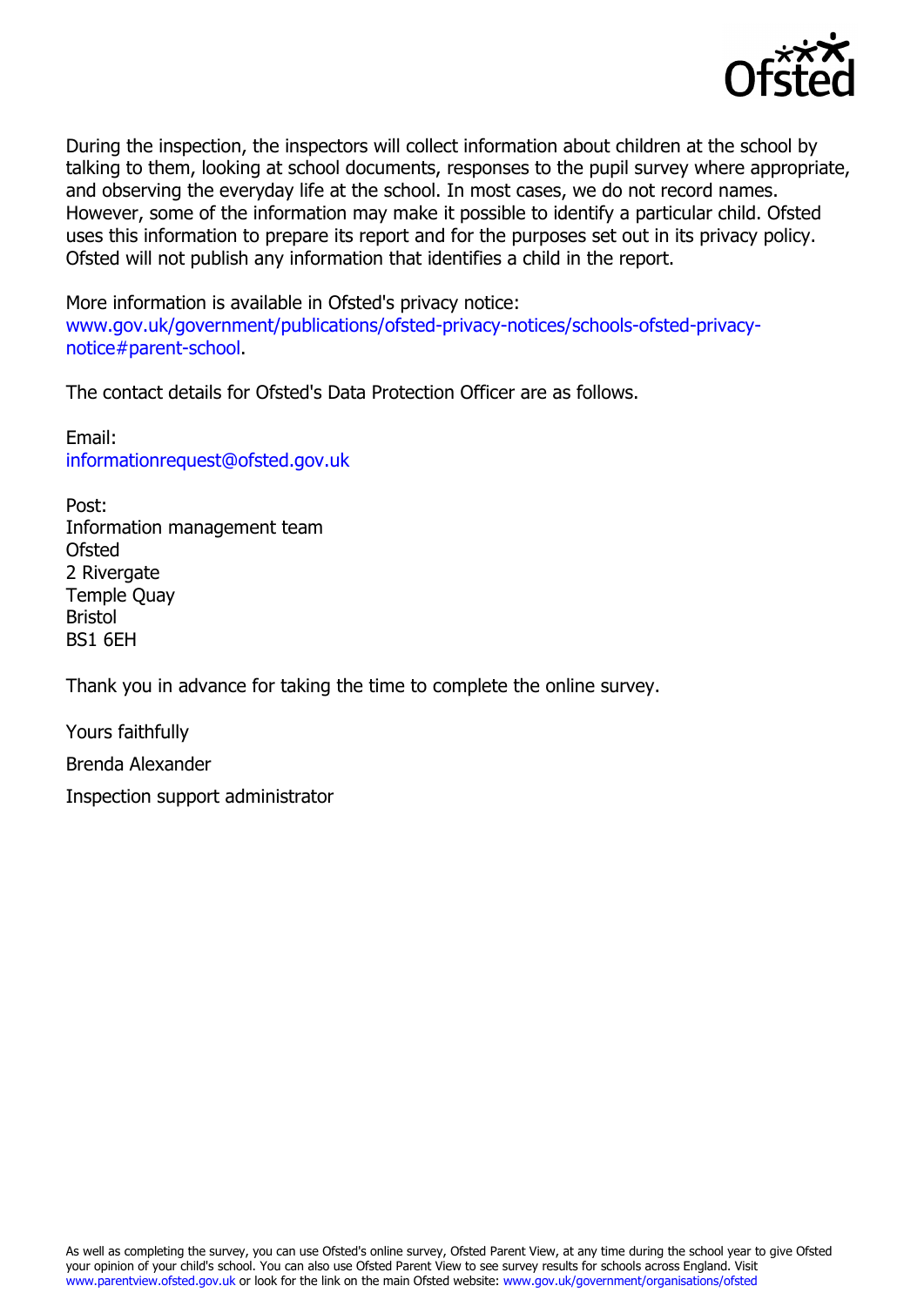During the inspection, the inspectors will collect information about children at the school by talking to them, looking at school documents, responses to the pupil survey where appropriate, and observing the everyday life at the school. In most cases, we do not record names. However, some of the information may make it possible to identify a particular child. Ofsted uses this information to prepare its report and for the purposes set out in its privacy policy. Ofsted will not publish any information that identifies a child in the report.

More information is available in Ofsted's privacy notice:
www.gov.uk/government/publications/ofsted-privacy-notices/schools-ofsted-privacy-notice#parent-school.

The contact details for Ofsted's Data Protection Officer are as follows.

Email:
informationrequest@ofsted.gov.uk

Post:
Information management team
Ofsted
2 Rivergate
Temple Quay
Bristol
BS1 6EH

Thank you in advance for taking the time to complete the online survey.

Yours faithfully

Brenda Alexander

Inspection support administrator

As well as completing the survey, you can use Ofsted's online survey, Ofsted Parent View, at any time during the school year to give Ofsted your opinion of your child's school. You can also use Ofsted Parent View to see survey results for schools across England. Visit www.parentview.ofsted.gov.uk or look for the link on the main Ofsted website: www.gov.uk/government/organisations/ofsted